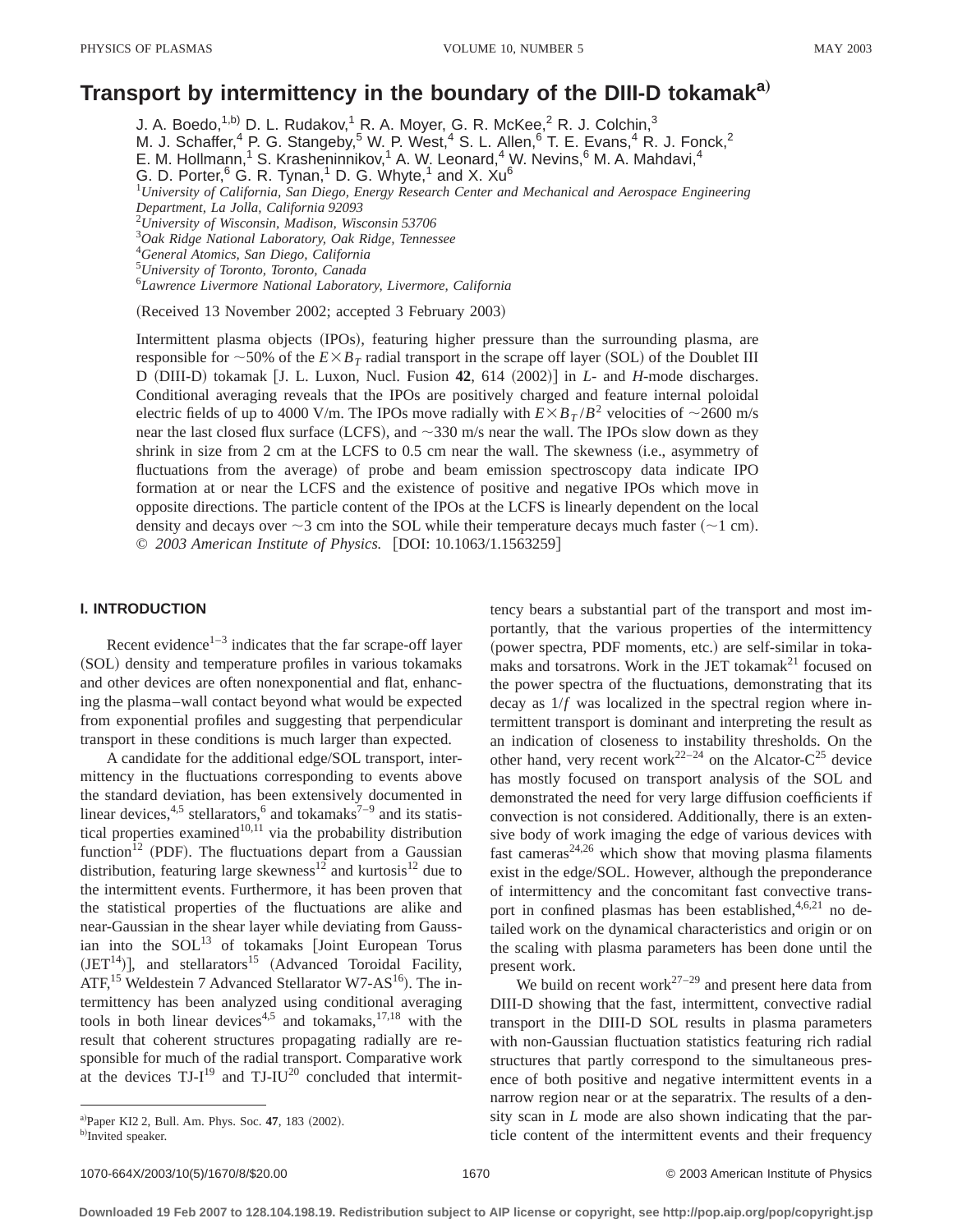# Transport by intermittency in the boundary of the DIII-D tokamak[a)]

J. A. Boedo,[1,b)] D. L. Rudakov,[1] R. A. Moyer, G. R. McKee,[2] R. J. Colchin,[3] M. J. Schaffer,[4] P. G. Stangeby,[5] W. P. West,[4] S. L. Allen,[6] T. E. Evans,[4] R. J. Fonck,[2] E. M. Hollmann,[1] S. Krasheninnikov,[1] A. W. Leonard,[4] W. Nevins,[6] M. A. Mahdavi,[4] G. D. Porter,[6] G. R. Tynan,[1] D. G. Whyte,[1] and X. Xu[6]

[1]*University of California, San Diego, Energy Research Center and Mechanical and Aerospace Engineering Department, La Jolla, California 92093*
[2]*University of Wisconsin, Madison, Wisconsin 53706*
[3]*Oak Ridge National Laboratory, Oak Ridge, Tennessee*
[4]*General Atomics, San Diego, California*
[5]*University of Toronto, Toronto, Canada*
[6]*Lawrence Livermore National Laboratory, Livermore, California*

(Received 13 November 2002; accepted 3 February 2003)

Intermittent plasma objects (IPOs), featuring higher pressure than the surrounding plasma, are responsible for ~50% of the $E\times B_T$ radial transport in the scrape off layer (SOL) of the Doublet III D (DIII-D) tokamak [J. L. Luxon, Nucl. Fusion **42**, 614 (2002)] in *L*- and *H*-mode discharges. Conditional averaging reveals that the IPOs are positively charged and feature internal poloidal electric fields of up to 4000 V/m. The IPOs move radially with $E\times B_T/B^2$ velocities of ~2600 m/s near the last closed flux surface (LCFS), and ~330 m/s near the wall. The IPOs slow down as they shrink in size from 2 cm at the LCFS to 0.5 cm near the wall. The skewness (i.e., asymmetry of fluctuations from the average) of probe and beam emission spectroscopy data indicate IPO formation at or near the LCFS and the existence of positive and negative IPOs which move in opposite directions. The particle content of the IPOs at the LCFS is linearly dependent on the local density and decays over ~3 cm into the SOL while their temperature decays much faster (~1 cm). © *2003 American Institute of Physics.* [DOI: 10.1063/1.1563259]

## I. INTRODUCTION

Recent evidence[1–3] indicates that the far scrape-off layer (SOL) density and temperature profiles in various tokamaks and other devices are often nonexponential and flat, enhancing the plasma–wall contact beyond what would be expected from exponential profiles and suggesting that perpendicular transport in these conditions is much larger than expected.

A candidate for the additional edge/SOL transport, intermittency in the fluctuations corresponding to events above the standard deviation, has been extensively documented in linear devices,[4,5] stellarators,[6] and tokamaks[7–9] and its statistical properties examined[10,11] via the probability distribution function[12] (PDF). The fluctuations depart from a Gaussian distribution, featuring large skewness[12] and kurtosis[12] due to the intermittent events. Furthermore, it has been proven that the statistical properties of the fluctuations are alike and near-Gaussian in the shear layer while deviating from Gaussian into the SOL[13] of tokamaks [Joint European Torus (JET[14])], and stellarators[15] (Advanced Toroidal Facility, ATF,[15] Weldestein 7 Advanced Stellarator W7-AS[16]). The intermittency has been analyzed using conditional averaging tools in both linear devices[4,5] and tokamaks,[17,18] with the result that coherent structures propagating radially are responsible for much of the radial transport. Comparative work at the devices TJ-I[19] and TJ-IU[20] concluded that intermittency bears a substantial part of the transport and most importantly, that the various properties of the intermittency (power spectra, PDF moments, etc.) are self-similar in tokamaks and torsatrons. Work in the JET tokamak[21] focused on the power spectra of the fluctuations, demonstrating that its decay as $1/f$ was localized in the spectral region where intermittent transport is dominant and interpreting the result as an indication of closeness to instability thresholds. On the other hand, very recent work[22–24] on the Alcator-C[25] device has mostly focused on transport analysis of the SOL and demonstrated the need for very large diffusion coefficients if convection is not considered. Additionally, there is an extensive body of work imaging the edge of various devices with fast cameras[24,26] which show that moving plasma filaments exist in the edge/SOL. However, although the preponderance of intermittency and the concomitant fast convective transport in confined plasmas has been established,[4,6,21] no detailed work on the dynamical characteristics and origin or on the scaling with plasma parameters has been done until the present work.

We build on recent work[27–29] and present here data from DIII-D showing that the fast, intermittent, convective radial transport in the DIII-D SOL results in plasma parameters with non-Gaussian fluctuation statistics featuring rich radial structures that partly correspond to the simultaneous presence of both positive and negative intermittent events in a narrow region near or at the separatrix. The results of a density scan in *L* mode are also shown indicating that the particle content of the intermittent events and their frequency

---

[a)]Paper KI2 2, Bull. Am. Phys. Soc. **47**, 183 (2002).
[b)]Invited speaker.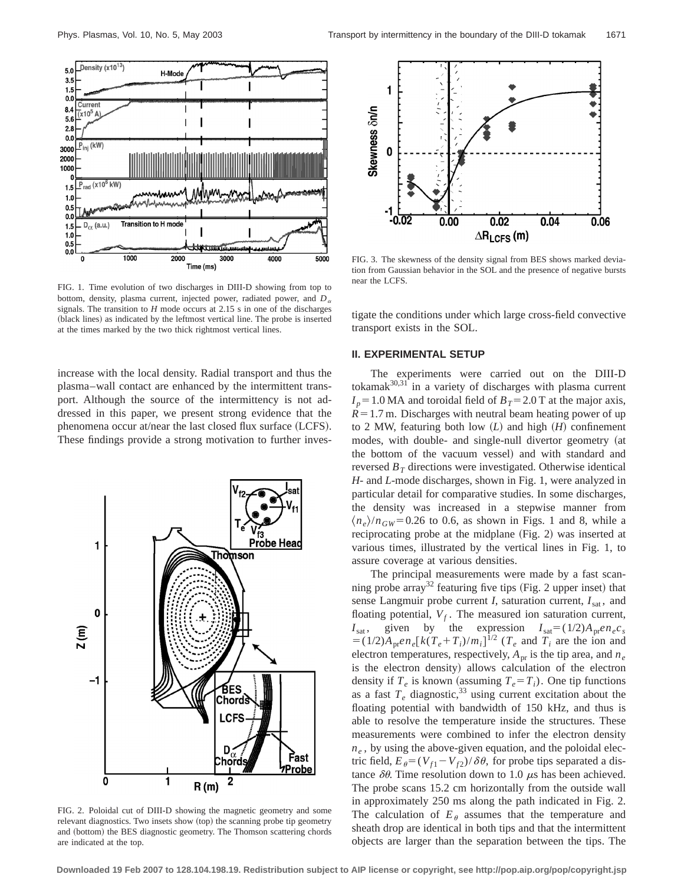FIG. 1. Time evolution of two discharges in DIII-D showing from top to bottom, density, plasma current, injected power, radiated power, and $D_\alpha$ signals. The transition to $H$ mode occurs at 2.15 s in one of the discharges (black lines) as indicated by the leftmost vertical line. The probe is inserted at the times marked by the two thick rightmost vertical lines.

FIG. 3. The skewness of the density signal from BES shows marked deviation from Gaussian behavior in the SOL and the presence of negative bursts near the LCFS.

increase with the local density. Radial transport and thus the plasma–wall contact are enhanced by the intermittent transport. Although the source of the intermittency is not addressed in this paper, we present strong evidence that the phenomena occur at/near the last closed flux surface (LCFS). These findings provide a strong motivation to further investigate the conditions under which large cross-field convective transport exists in the SOL.

FIG. 2. Poloidal cut of DIII-D showing the magnetic geometry and some relevant diagnostics. Two insets show (top) the scanning probe tip geometry and (bottom) the BES diagnostic geometry. The Thomson scattering chords are indicated at the top.

## II. EXPERIMENTAL SETUP

The experiments were carried out on the DIII-D tokamak[30,31] in a variety of discharges with plasma current $I_p = 1.0$ MA and toroidal field of $B_T = 2.0$ T at the major axis, $R = 1.7$ m. Discharges with neutral beam heating power of up to 2 MW, featuring both low ($L$) and high ($H$) confinement modes, with double- and single-null divertor geometry (at the bottom of the vacuum vessel) and with standard and reversed $B_T$ directions were investigated. Otherwise identical $H$- and $L$-mode discharges, shown in Fig. 1, were analyzed in particular detail for comparative studies. In some discharges, the density was increased in a stepwise manner from $\langle n_e \rangle / n_{GW} = 0.26$ to 0.6, as shown in Figs. 1 and 8, while a reciprocating probe at the midplane (Fig. 2) was inserted at various times, illustrated by the vertical lines in Fig. 1, to assure coverage at various densities.

The principal measurements were made by a fast scanning probe array[32] featuring five tips (Fig. 2 upper inset) that sense Langmuir probe current $I$, saturation current, $I_{\text{sat}}$, and floating potential, $V_f$. The measured ion saturation current, $I_{\text{sat}}$, given by the expression $I_{\text{sat}} = (1/2) A_{\text{pr}} e n_e c_s = (1/2) A_{\text{pr}} e n_e [k(T_e + T_i)/m_i]^{1/2}$ ($T_e$ and $T_i$ are the ion and electron temperatures, respectively, $A_{\text{pr}}$ is the tip area, and $n_e$ is the electron density) allows calculation of the electron density if $T_e$ is known (assuming $T_e = T_i$). One tip functions as a fast $T_e$ diagnostic,[33] using current excitation about the floating potential with bandwidth of 150 kHz, and thus is able to resolve the temperature inside the structures. These measurements were combined to infer the electron density $n_e$, by using the above-given equation, and the poloidal electric field, $E_\theta = (V_{f1} - V_{f2}) / \delta\theta$, for probe tips separated a distance $\delta\theta$. Time resolution down to 1.0 $\mu$s has been achieved. The probe scans 15.2 cm horizontally from the outside wall in approximately 250 ms along the path indicated in Fig. 2. The calculation of $E_\theta$ assumes that the temperature and sheath drop are identical in both tips and that the intermittent objects are larger than the separation between the tips. The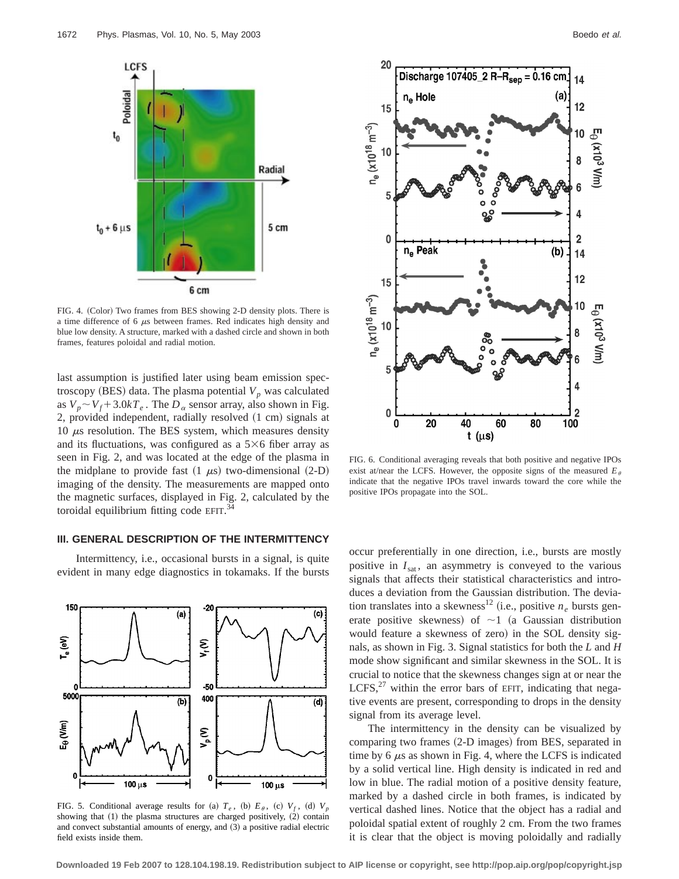FIG. 4. (Color) Two frames from BES showing 2-D density plots. There is a time difference of 6 $\mu$s between frames. Red indicates high density and blue low density. A structure, marked with a dashed circle and shown in both frames, features poloidal and radial motion.

FIG. 6. Conditional averaging reveals that both positive and negative IPOs exist at/near the LCFS. However, the opposite signs of the measured $E_\theta$ indicate that the negative IPOs travel inwards toward the core while the positive IPOs propagate into the SOL.

last assumption is justified later using beam emission spectroscopy (BES) data. The plasma potential $V_p$ was calculated as $V_p \sim V_f + 3.0kT_e$. The $D_\alpha$ sensor array, also shown in Fig. 2, provided independent, radially resolved (1 cm) signals at 10 $\mu$s resolution. The BES system, which measures density and its fluctuations, was configured as a 5×6 fiber array as seen in Fig. 2, and was located at the edge of the plasma in the midplane to provide fast (1 $\mu$s) two-dimensional (2-D) imaging of the density. The measurements are mapped onto the magnetic surfaces, displayed in Fig. 2, calculated by the toroidal equilibrium fitting code EFIT.[34]

### III. GENERAL DESCRIPTION OF THE INTERMITTENCY

Intermittency, i.e., occasional bursts in a signal, is quite evident in many edge diagnostics in tokamaks. If the bursts occur preferentially in one direction, i.e., bursts are mostly positive in $I_{\rm sat}$, an asymmetry is conveyed to the various signals that affects their statistical characteristics and introduces a deviation from the Gaussian distribution. The deviation translates into a skewness[12] (i.e., positive $n_e$ bursts generate positive skewness) of $\sim$1 (a Gaussian distribution would feature a skewness of zero) in the SOL density signals, as shown in Fig. 3. Signal statistics for both the *L* and *H* mode show significant and similar skewness in the SOL. It is crucial to notice that the skewness changes sign at or near the LCFS,[27] within the error bars of EFIT, indicating that negative events are present, corresponding to drops in the density signal from its average level.

FIG. 5. Conditional average results for (a) $T_e$, (b) $E_\theta$, (c) $V_f$, (d) $V_p$ showing that (1) the plasma structures are charged positively, (2) contain and convect substantial amounts of energy, and (3) a positive radial electric field exists inside them.

The intermittency in the density can be visualized by comparing two frames (2-D images) from BES, separated in time by 6 $\mu$s as shown in Fig. 4, where the LCFS is indicated by a solid vertical line. High density is indicated in red and low in blue. The radial motion of a positive density feature, marked by a dashed circle in both frames, is indicated by vertical dashed lines. Notice that the object has a radial and poloidal spatial extent of roughly 2 cm. From the two frames it is clear that the object is moving poloidally and radially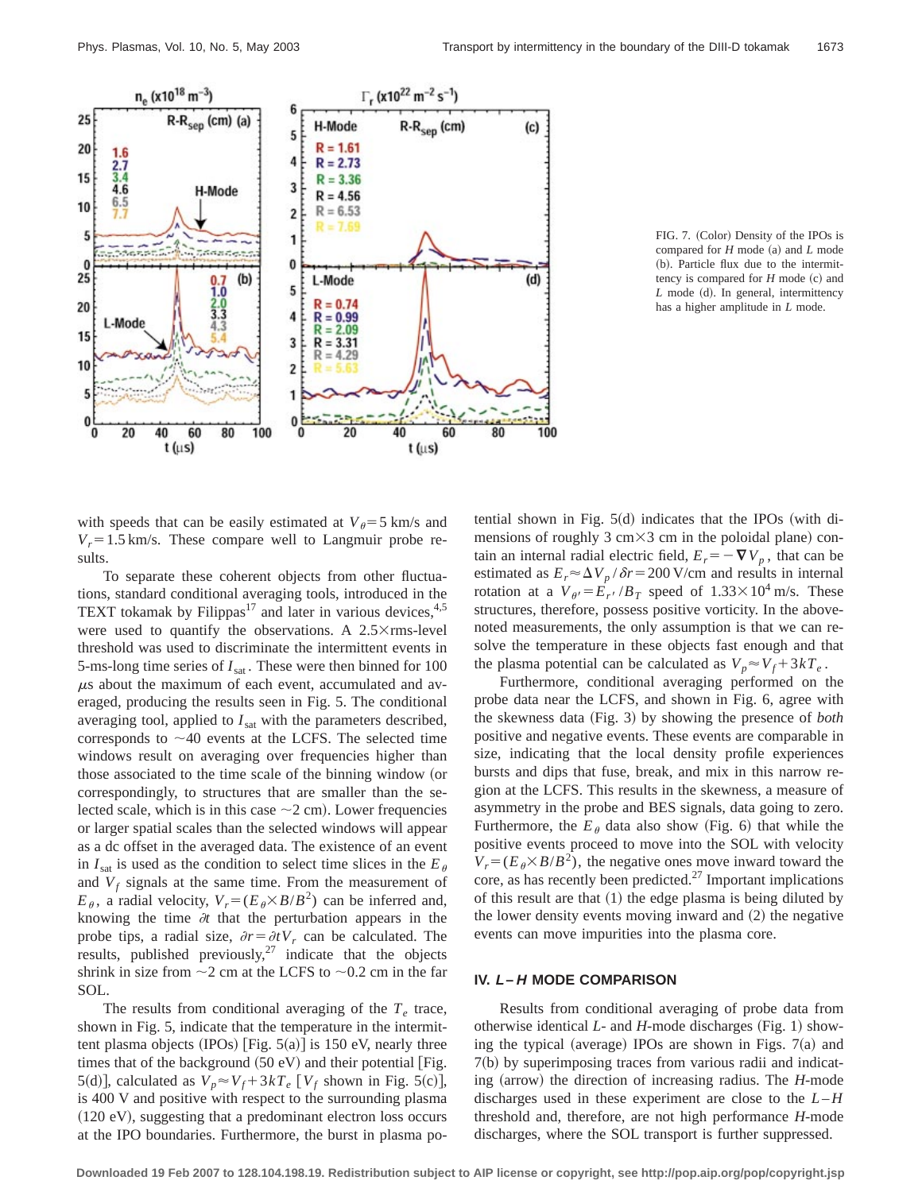FIG. 7. (Color) Density of the IPOs is compared for $H$ mode (a) and $L$ mode (b). Particle flux due to the intermittency is compared for $H$ mode (c) and $L$ mode (d). In general, intermittency has a higher amplitude in $L$ mode.

with speeds that can be easily estimated at $V_\theta = 5$ km/s and $V_r = 1.5$ km/s. These compare well to Langmuir probe results.

To separate these coherent objects from other fluctuations, standard conditional averaging tools, introduced in the TEXT tokamak by Filippas[17] and later in various devices,[4,5] were used to quantify the observations. A 2.5×rms-level threshold was used to discriminate the intermittent events in 5-ms-long time series of $I_{sat}$. These were then binned for 100 $\mu$s about the maximum of each event, accumulated and averaged, producing the results seen in Fig. 5. The conditional averaging tool, applied to $I_{sat}$ with the parameters described, corresponds to ~40 events at the LCFS. The selected time windows result on averaging over frequencies higher than those associated to the time scale of the binning window (or correspondingly, to structures that are smaller than the selected scale, which is in this case ~2 cm). Lower frequencies or larger spatial scales than the selected windows will appear as a dc offset in the averaged data. The existence of an event in $I_{sat}$ is used as the condition to select time slices in the $E_\theta$ and $V_f$ signals at the same time. From the measurement of $E_\theta$, a radial velocity, $V_r = (E_\theta \times B/B^2)$ can be inferred and, knowing the time $\partial t$ that the perturbation appears in the probe tips, a radial size, $\partial r = \partial t V_r$ can be calculated. The results, published previously,[27] indicate that the objects shrink in size from ~2 cm at the LCFS to ~0.2 cm in the far SOL.

The results from conditional averaging of the $T_e$ trace, shown in Fig. 5, indicate that the temperature in the intermittent plasma objects (IPOs) [Fig. 5(a)] is 150 eV, nearly three times that of the background (50 eV) and their potential [Fig. 5(d)], calculated as $V_p \approx V_f + 3kT_e$ [$V_f$ shown in Fig. 5(c)], is 400 V and positive with respect to the surrounding plasma (120 eV), suggesting that a predominant electron loss occurs at the IPO boundaries. Furthermore, the burst in plasma potential shown in Fig. 5(d) indicates that the IPOs (with dimensions of roughly 3 cm×3 cm in the poloidal plane) contain an internal radial electric field, $E_r = -\nabla V_p$, that can be estimated as $E_r \approx \Delta V_p / \delta r = 200$ V/cm and results in internal rotation at a $V_{\theta'} = E_{r'} / B_T$ speed of $1.33 \times 10^4$ m/s. These structures, therefore, possess positive vorticity. In the above-noted measurements, the only assumption is that we can resolve the temperature in these objects fast enough and that the plasma potential can be calculated as $V_p \approx V_f + 3kT_e$.

Furthermore, conditional averaging performed on the probe data near the LCFS, and shown in Fig. 6, agree with the skewness data (Fig. 3) by showing the presence of *both* positive and negative events. These are comparable in size, indicating that the local density profile experiences bursts and dips that fuse, break, and mix in this narrow region at the LCFS. This results in the skewness, a measure of asymmetry in the probe and BES signals, data going to zero. Furthermore, the $E_\theta$ data also show (Fig. 6) that while the positive events proceed to move into the SOL with velocity $V_r = (E_\theta \times B/B^2)$, the negative ones move inward toward the core, as has recently been predicted.[27] Important implications of this result are that (1) the edge plasma is being diluted by the lower density events moving inward and (2) the negative events can move impurities into the plasma core.

## IV. *L–H* MODE COMPARISON

Results from conditional averaging of probe data from otherwise identical *L*- and *H*-mode discharges (Fig. 1) showing the typical (average) IPOs are shown in Figs. 7(a) and 7(b) by superimposing traces from various radii and indicating (arrow) the direction of increasing radius. The *H*-mode discharges used in these experiment are close to the *L–H* threshold and, therefore, are not high performance *H*-mode discharges, where the SOL transport is further suppressed.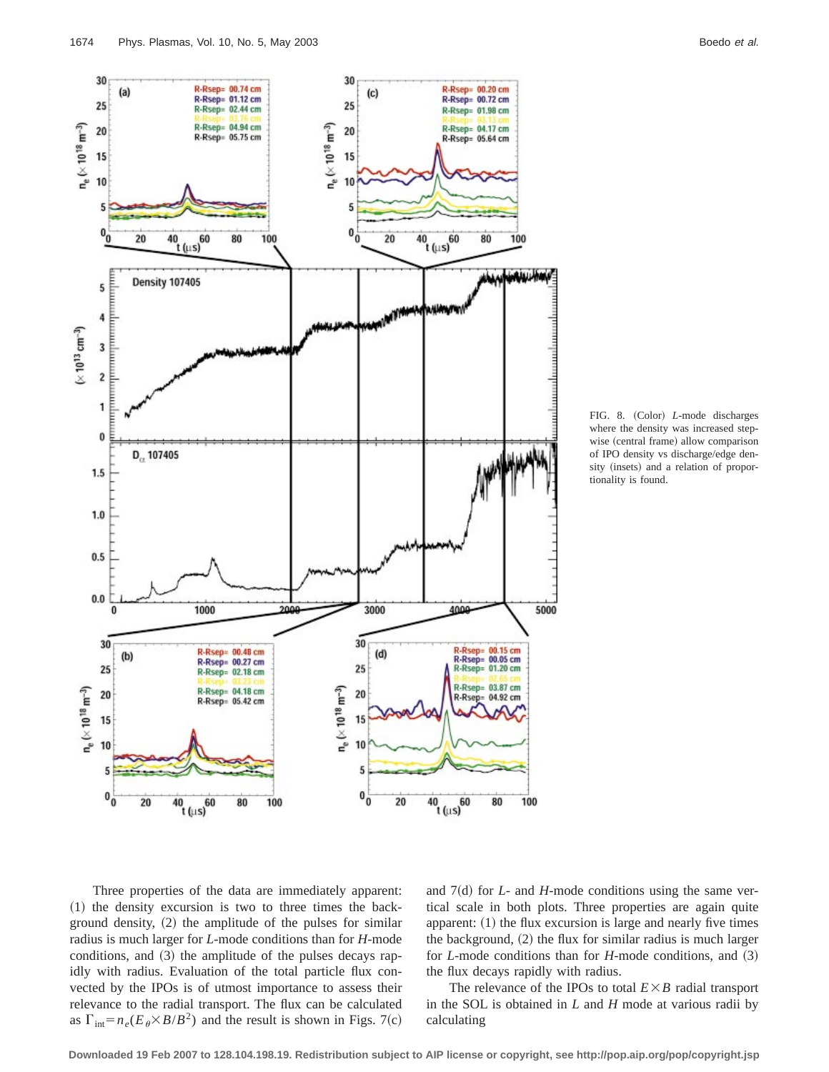FIG. 8. (Color) *L*-mode discharges where the density was increased stepwise (central frame) allow comparison of IPO density vs discharge/edge density (insets) and a relation of proportionality is found.

Three properties of the data are immediately apparent: (1) the density excursion is two to three times the background density, (2) the amplitude of the pulses for similar radius is much larger for *L*-mode conditions than for *H*-mode conditions, and (3) the amplitude of the pulses decays rapidly with radius. Evaluation of the total particle flux convected by the IPOs is of utmost importance to assess their relevance to the radial transport. The flux can be calculated as $\Gamma_{\text{int}} = n_e(E_\theta \times B/B^2)$ and the result is shown in Figs. 7(c) and 7(d) for *L*- and *H*-mode conditions using the same vertical scale in both plots. Three properties are again quite apparent: (1) the flux excursion is large and nearly five times the background, (2) the flux for similar radius is much larger for *L*-mode conditions than for *H*-mode conditions, and (3) the flux decays rapidly with radius.

The relevance of the IPOs to total $E \times B$ radial transport in the SOL is obtained in *L* and *H* mode at various radii by calculating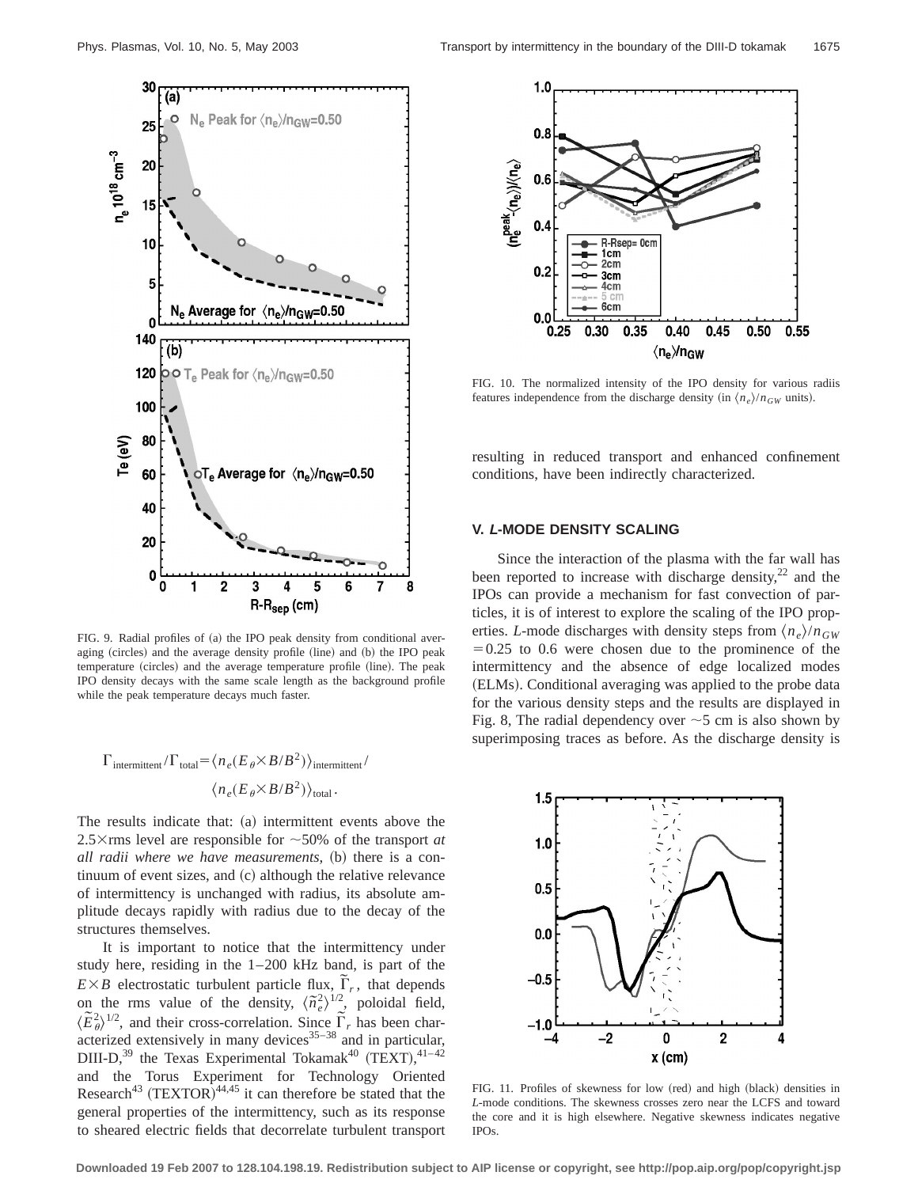FIG. 9. Radial profiles of (a) the IPO peak density from conditional averaging (circles) and the average density profile (line) and (b) the IPO peak temperature (circles) and the average temperature profile (line). The peak IPO density decays with the same scale length as the background profile while the peak temperature decays much faster.

$$\Gamma_{\mathrm{intermittent}}/\Gamma_{\mathrm{total}} = \langle n_e(E_\theta \times B/B^2)\rangle_{\mathrm{intermittent}} / \langle n_e(E_\theta \times B/B^2)\rangle_{\mathrm{total}}.$$

The results indicate that: (a) intermittent events above the 2.5×rms level are responsible for ~50% of the transport *at all radii where we have measurements*, (b) there is a continuum of event sizes, and (c) although the relative relevance of intermittency is unchanged with radius, its absolute amplitude decays rapidly with radius due to the decay of the structures themselves.

It is important to notice that the intermittency under study here, residing in the 1–200 kHz band, is part of the $E\times B$ electrostatic turbulent particle flux, $\tilde{\Gamma}_r$, that depends on the rms value of the density, $\langle \tilde{n}_e^2\rangle^{1/2}$, poloidal field, $\langle \tilde{E}_\theta^2\rangle^{1/2}$, and their cross-correlation. Since $\tilde{\Gamma}_r$ has been characterized extensively in many devices[35–38] and in particular, DIII-D,[39] the Texas Experimental Tokamak[40] (TEXT),[41–42] and the Torus Experiment for Technology Oriented Research[43] (TEXTOR)[44,45] it can therefore be stated that the general properties of the intermittency, such as its response to sheared electric fields that decorrelate turbulent transport resulting in reduced transport and enhanced confinement conditions, have been indirectly characterized.

FIG. 10. The normalized intensity of the IPO density for various radiis features independence from the discharge density (in $\langle n_e\rangle/n_{GW}$ units).

## V. *L*-MODE DENSITY SCALING

Since the interaction of the plasma with the far wall has been reported to increase with discharge density,[22] and the IPOs can provide a mechanism for fast convection of particles, it is of interest to explore the scaling of the IPO properties. *L*-mode discharges with density steps from $\langle n_e\rangle/n_{GW} = 0.25$ to 0.6 were chosen due to the prominence of the intermittency and the absence of edge localized modes (ELMs). Conditional averaging was applied to the probe data for the various density steps and the results are displayed in Fig. 8, The radial dependency over ~5 cm is also shown by superimposing traces as before. As the discharge density is

FIG. 11. Profiles of skewness for low (red) and high (black) densities in *L*-mode conditions. The skewness crosses zero near the LCFS and toward the core and it is high elsewhere. Negative skewness indicates negative IPOs.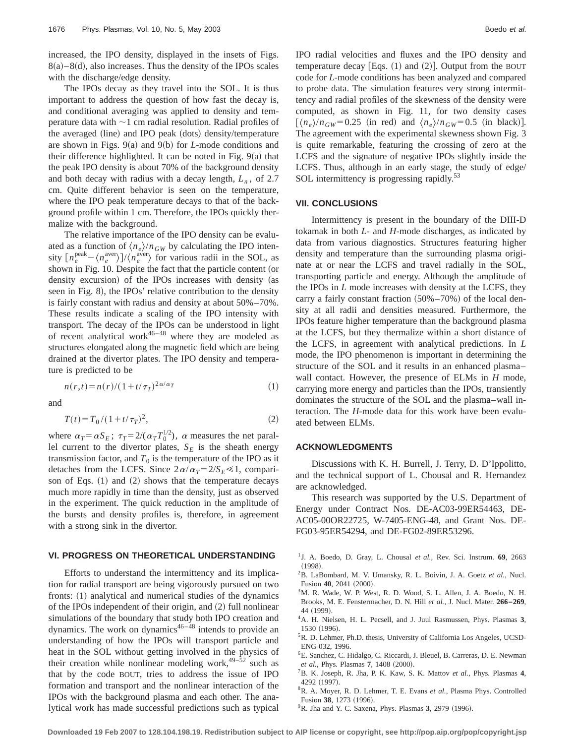increased, the IPO density, displayed in the insets of Figs. 8(a)–8(d), also increases. Thus the density of the IPOs scales with the discharge/edge density.

The IPOs decay as they travel into the SOL. It is thus important to address the question of how fast the decay is, and conditional averaging was applied to density and temperature data with ~1 cm radial resolution. Radial profiles of the averaged (line) and IPO peak (dots) density/temperature are shown in Figs. 9(a) and 9(b) for *L*-mode conditions and their difference highlighted. It can be noted in Fig. 9(a) that the peak IPO density is about 70% of the background density and both decay with radius with a decay length, $L_n$, of 2.7 cm. Quite different behavior is seen on the temperature, where the IPO peak temperature decays to that of the background profile within 1 cm. Therefore, the IPOs quickly thermalize with the background.

The relative importance of the IPO density can be evaluated as a function of $\langle n_e \rangle / n_{GW}$ by calculating the IPO intensity $[n_e^{\text{peak}} - \langle n_e^{\text{aver}} \rangle] / \langle n_e^{\text{aver}} \rangle$ for various radii in the SOL, as shown in Fig. 10. Despite the fact that the particle content (or density excursion) of the IPOs increases with density (as seen in Fig. 8), the IPOs' relative contribution to the density is fairly constant with radius and density at about 50%–70%. These results indicate a scaling of the IPO intensity with transport. The decay of the IPOs can be understood in light of recent analytical work[46–48] where they are modeled as structures elongated along the magnetic field which are being drained at the divertor plates. The IPO density and temperature is predicted to be

$$n(r,t) = n(r)/(1 + t/\tau_T)^{2\alpha/\alpha_T} \tag{1}$$

and

$$T(t) = T_0/(1 + t/\tau_T)^2, \tag{2}$$

where $\alpha_T = \alpha S_E$; $\tau_T = 2/(\alpha_T T_0^{1/2})$, $\alpha$ measures the net parallel current to the divertor plates, $S_E$ is the sheath energy transmission factor, and $T_0$ is the temperature of the IPO as it detaches from the LCFS. Since $2\alpha/\alpha_T = 2/S_E \ll 1$, comparison of Eqs. (1) and (2) shows that the temperature decays much more rapidly in time than the density, just as observed in the experiment. The quick reduction in the amplitude of the bursts and density profiles is, therefore, in agreement with a strong sink in the divertor.

## VI. PROGRESS ON THEORETICAL UNDERSTANDING

Efforts to understand the intermittency and its implication for radial transport are being vigorously pursued on two fronts: (1) analytical and numerical studies of the dynamics of the IPOs independent of their origin, and (2) full nonlinear simulations of the boundary that study both IPO creation and dynamics. The work on dynamics[46–48] intends to provide an understanding of how the IPOs will transport particle and heat in the SOL without getting involved in the physics of their creation while nonlinear modeling work,[49–52] such as that by the code BOUT, tries to address the issue of IPO formation and transport and the nonlinear interaction of the IPOs with the background plasma and each other. The analytical work has made successful predictions such as typical IPO radial velocities and fluxes and the IPO density and temperature decay [Eqs. (1) and (2)]. Output from the BOUT code for *L*-mode conditions has been analyzed and compared to probe data. The simulation features very strong intermittency and radial profiles of the skewness of the density were computed, as shown in Fig. 11, for two density cases [$\langle n_e \rangle / n_{GW} = 0.25$ (in red) and $\langle n_e \rangle / n_{GW} = 0.5$ (in black)]. The agreement with the experimental skewness shown Fig. 3 is quite remarkable, featuring the crossing of zero at the LCFS and the signature of negative IPOs slightly inside the LCFS. Thus, although in an early stage, the study of edge/SOL intermittency is progressing rapidly.[53]

## VII. CONCLUSIONS

Intermittency is present in the boundary of the DIII-D tokamak in both *L*- and *H*-mode discharges, as indicated by data from various diagnostics. Structures featuring higher density and temperature than the surrounding plasma originate at or near the LCFS and travel radially in the SOL, transporting particle and energy. Although the amplitude of the IPOs in *L* mode increases with density at the LCFS, they carry a fairly constant fraction (50%–70%) of the local density at all radii and densities measured. Furthermore, the IPOs feature higher temperature than the background plasma at the LCFS, but they thermalize within a short distance of the LCFS, in agreement with analytical predictions. In *L* mode, the IPO phenomenon is important in determining the structure of the SOL and it results in an enhanced plasma–wall contact. However, the presence of ELMs in *H* mode, carrying more energy and particles than the IPOs, transiently dominates the structure of the SOL and the plasma–wall interaction. The *H*-mode data for this work have been evaluated between ELMs.

## ACKNOWLEDGMENTS

Discussions with K. H. Burrell, J. Terry, D. D'Ippolito, and the technical support of L. Chousal and R. Hernandez are acknowledged.

This research was supported by the U.S. Department of Energy under Contract Nos. DE-AC03-99ER54463, DE-AC05-00OR22725, W-7405-ENG-48, and Grant Nos. DE-FG03-95ER54294, and DE-FG02-89ER53296.

[1] J. A. Boedo, D. Gray, L. Chousal *et al.*, Rev. Sci. Instrum. **69**, 2663 (1998).
[2] B. LaBombard, M. V. Umansky, R. L. Boivin, J. A. Goetz *et al.*, Nucl. Fusion **40**, 2041 (2000).
[3] M. R. Wade, W. P. West, R. D. Wood, S. L. Allen, J. A. Boedo, N. H. Brooks, M. E. Fenstermacher, D. N. Hill *et al.*, J. Nucl. Mater. **266–269**, 44 (1999).
[4] A. H. Nielsen, H. L. Pecsell, and J. Juul Rasmussen, Phys. Plasmas **3**, 1530 (1996).
[5] R. D. Lehmer, Ph.D. thesis, University of California Los Angeles, UCSD-ENG-032, 1996.
[6] E. Sanchez, C. Hidalgo, C. Riccardi, J. Bleuel, B. Carreras, D. E. Newman *et al.*, Phys. Plasmas **7**, 1408 (2000).
[7] B. K. Joseph, R. Jha, P. K. Kaw, S. K. Mattov *et al.*, Phys. Plasmas **4**, 4292 (1997).
[8] R. A. Moyer, R. D. Lehmer, T. E. Evans *et al.*, Plasma Phys. Controlled Fusion **38**, 1273 (1996).
[9] R. Jha and Y. C. Saxena, Phys. Plasmas **3**, 2979 (1996).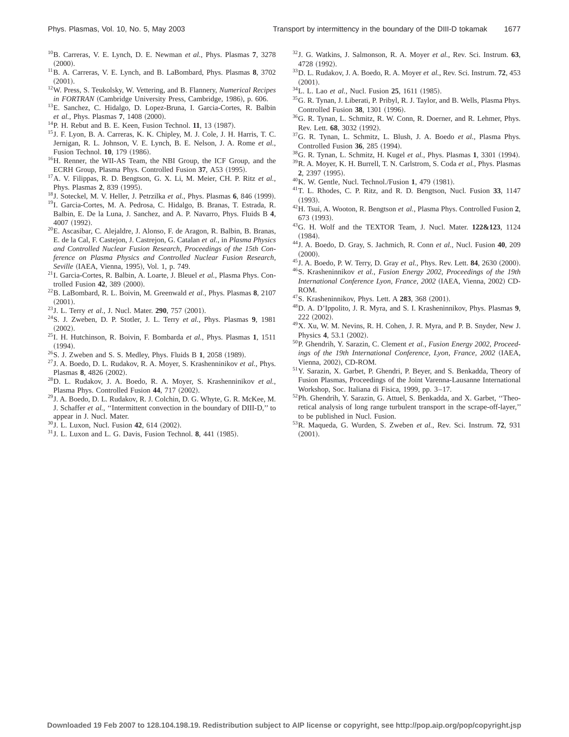[10] B. Carreras, V. E. Lynch, D. E. Newman *et al.*, Phys. Plasmas **7**, 3278 (2000).

[11] B. A. Carreras, V. E. Lynch, and B. LaBombard, Phys. Plasmas **8**, 3702 (2001).

[12] W. Press, S. Teukolsky, W. Vettering, and B. Flannery, *Numerical Recipes in FORTRAN* (Cambridge University Press, Cambridge, 1986), p. 606.

[13] E. Sanchez, C. Hidalgo, D. Lopez-Bruna, I. Garcia-Cortes, R. Balbin *et al.*, Phys. Plasmas **7**, 1408 (2000).

[14] P. H. Rebut and B. E. Keen, Fusion Technol. **11**, 13 (1987).

[15] J. F. Lyon, B. A. Carreras, K. K. Chipley, M. J. Cole, J. H. Harris, T. C. Jernigan, R. L. Johnson, V. E. Lynch, B. E. Nelson, J. A. Rome *et al.*, Fusion Technol. **10**, 179 (1986).

[16] H. Renner, the WII-AS Team, the NBI Group, the ICF Group, and the ECRH Group, Plasma Phys. Controlled Fusion **37**, A53 (1995).

[17] A. V. Filippas, R. D. Bengtson, G. X. Li, M. Meier, CH. P. Ritz *et al.*, Phys. Plasmas **2**, 839 (1995).

[18] J. Soteckel, M. V. Heller, J. Petrzilka *et al.*, Phys. Plasmas **6**, 846 (1999).

[19] I. Garcia-Cortes, M. A. Pedrosa, C. Hidalgo, B. Branas, T. Estrada, R. Balbin, E. De la Luna, J. Sanchez, and A. P. Navarro, Phys. Fluids B **4**, 4007 (1992).

[20] E. Ascasibar, C. Alejaldre, J. Alonso, F. de Aragon, R. Balbin, B. Branas, E. de la Cal, F. Castejon, J. Castrejon, G. Catalan *et al.*, in *Plasma Physics and Controlled Nuclear Fusion Research, Proceedings of the 15th Conference on Plasma Physics and Controlled Nuclear Fusion Research, Seville* (IAEA, Vienna, 1995), Vol. 1, p. 749.

[21] I. Garcia-Cortes, R. Balbin, A. Loarte, J. Bleuel *et al.*, Plasma Phys. Controlled Fusion **42**, 389 (2000).

[22] B. LaBombard, R. L. Boivin, M. Greenwald *et al.*, Phys. Plasmas **8**, 2107 (2001).

[23] J. L. Terry *et al.*, J. Nucl. Mater. **290**, 757 (2001).

[24] S. J. Zweben, D. P. Stotler, J. L. Terry *et al.*, Phys. Plasmas **9**, 1981 (2002).

[25] I. H. Hutchinson, R. Boivin, F. Bombarda *et al.*, Phys. Plasmas **1**, 1511 (1994).

[26] S. J. Zweben and S. S. Medley, Phys. Fluids B **1**, 2058 (1989).

[27] J. A. Boedo, D. L. Rudakov, R. A. Moyer, S. Krashenninikov *et al.*, Phys. Plasmas **8**, 4826 (2002).

[28] D. L. Rudakov, J. A. Boedo, R. A. Moyer, S. Krashenninikov *et al.*, Plasma Phys. Controlled Fusion **44**, 717 (2002).

[29] J. A. Boedo, D. L. Rudakov, R. J. Colchin, D. G. Whyte, G. R. McKee, M. J. Schaffer *et al.*, "Intermittent convection in the boundary of DIII-D," to appear in J. Nucl. Mater.

[30] J. L. Luxon, Nucl. Fusion **42**, 614 (2002).

[31] J. L. Luxon and L. G. Davis, Fusion Technol. **8**, 441 (1985).

[32] J. G. Watkins, J. Salmonson, R. A. Moyer *et al.*, Rev. Sci. Instrum. **63**, 4728 (1992).

[33] D. L. Rudakov, J. A. Boedo, R. A. Moyer *et al.*, Rev. Sci. Instrum. **72**, 453 (2001).

[34] L. L. Lao *et al.*, Nucl. Fusion **25**, 1611 (1985).

[35] G. R. Tynan, J. Liberati, P. Pribyl, R. J. Taylor, and B. Wells, Plasma Phys. Controlled Fusion **38**, 1301 (1996).

[36] G. R. Tynan, L. Schmitz, R. W. Conn, R. Doerner, and R. Lehmer, Phys. Rev. Lett. **68**, 3032 (1992).

[37] G. R. Tynan, L. Schmitz, L. Blush, J. A. Boedo *et al.*, Plasma Phys. Controlled Fusion **36**, 285 (1994).

[38] G. R. Tynan, L. Schmitz, H. Kugel *et al.*, Phys. Plasmas **1**, 3301 (1994).

[39] R. A. Moyer, K. H. Burrell, T. N. Carlstrom, S. Coda *et al.*, Phys. Plasmas **2**, 2397 (1995).

[40] K. W. Gentle, Nucl. Technol./Fusion **1**, 479 (1981).

[41] T. L. Rhodes, C. P. Ritz, and R. D. Bengtson, Nucl. Fusion **33**, 1147 (1993).

[42] H. Tsui, A. Wooton, R. Bengtson *et al.*, Plasma Phys. Controlled Fusion **2**, 673 (1993).

[43] G. H. Wolf and the TEXTOR Team, J. Nucl. Mater. **122&123**, 1124 (1984).

[44] J. A. Boedo, D. Gray, S. Jachmich, R. Conn *et al.*, Nucl. Fusion **40**, 209 (2000).

[45] J. A. Boedo, P. W. Terry, D. Gray *et al.*, Phys. Rev. Lett. **84**, 2630 (2000).

[46] S. Krasheninnikov *et al.*, *Fusion Energy 2002, Proceedings of the 19th International Conference Lyon, France, 2002* (IAEA, Vienna, 2002) CD-ROM.

[47] S. Krasheninnikov, Phys. Lett. A **283**, 368 (2001).

[48] D. A. D'Ippolito, J. R. Myra, and S. I. Krasheninnikov, Phys. Plasmas **9**, 222 (2002).

[49] X. Xu, W. M. Nevins, R. H. Cohen, J. R. Myra, and P. B. Snyder, New J. Physics **4**, 53.1 (2002).

[50] P. Ghendrih, Y. Sarazin, C. Clement *et al.*, *Fusion Energy 2002, Proceedings of the 19th International Conference, Lyon, France, 2002* (IAEA, Vienna, 2002), CD-ROM.

[51] Y. Sarazin, X. Garbet, P. Ghendri, P. Beyer, and S. Benkadda, Theory of Fusion Plasmas, Proceedings of the Joint Varenna-Lausanne International Workshop, Soc. Italiana di Fisica, 1999, pp. 3–17.

[52] Ph. Ghendrih, Y. Sarazin, G. Attuel, S. Benkadda, and X. Garbet, "Theoretical analysis of long range turbulent transport in the scrape-off-layer," to be published in Nucl. Fusion.

[53] R. Maqueda, G. Wurden, S. Zweben *et al.*, Rev. Sci. Instrum. **72**, 931 (2001).